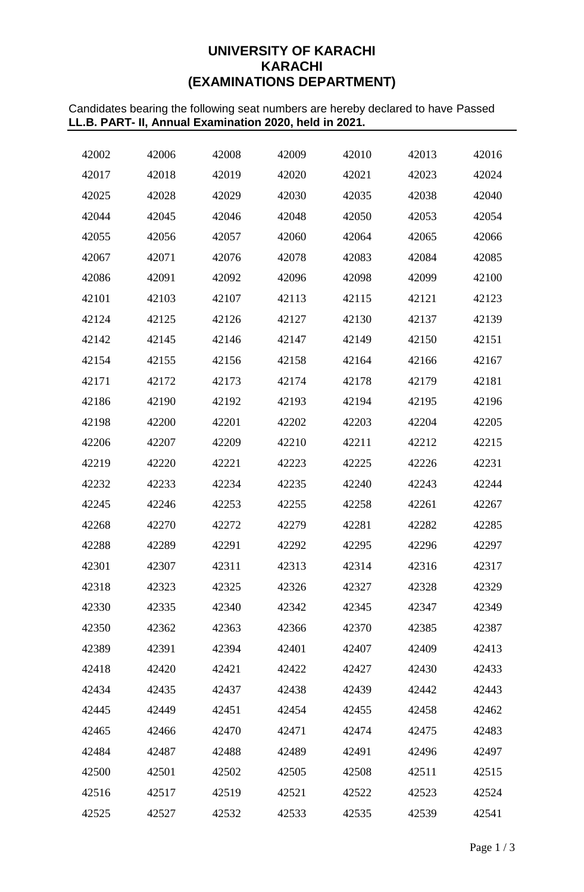# UNIVERSITY OF KARACHI
## KARACHI
## (EXAMINATIONS DEPARTMENT)

Candidates bearing the following seat numbers are hereby declared to have Passed
**LL.B. PART- II, Annual Examination 2020, held in 2021.**

| | | | | | | |
|---|---|---|---|---|---|---|
| 42002 | 42006 | 42008 | 42009 | 42010 | 42013 | 42016 |
| 42017 | 42018 | 42019 | 42020 | 42021 | 42023 | 42024 |
| 42025 | 42028 | 42029 | 42030 | 42035 | 42038 | 42040 |
| 42044 | 42045 | 42046 | 42048 | 42050 | 42053 | 42054 |
| 42055 | 42056 | 42057 | 42060 | 42064 | 42065 | 42066 |
| 42067 | 42071 | 42076 | 42078 | 42083 | 42084 | 42085 |
| 42086 | 42091 | 42092 | 42096 | 42098 | 42099 | 42100 |
| 42101 | 42103 | 42107 | 42113 | 42115 | 42121 | 42123 |
| 42124 | 42125 | 42126 | 42127 | 42130 | 42137 | 42139 |
| 42142 | 42145 | 42146 | 42147 | 42149 | 42150 | 42151 |
| 42154 | 42155 | 42156 | 42158 | 42164 | 42166 | 42167 |
| 42171 | 42172 | 42173 | 42174 | 42178 | 42179 | 42181 |
| 42186 | 42190 | 42192 | 42193 | 42194 | 42195 | 42196 |
| 42198 | 42200 | 42201 | 42202 | 42203 | 42204 | 42205 |
| 42206 | 42207 | 42209 | 42210 | 42211 | 42212 | 42215 |
| 42219 | 42220 | 42221 | 42223 | 42225 | 42226 | 42231 |
| 42232 | 42233 | 42234 | 42235 | 42240 | 42243 | 42244 |
| 42245 | 42246 | 42253 | 42255 | 42258 | 42261 | 42267 |
| 42268 | 42270 | 42272 | 42279 | 42281 | 42282 | 42285 |
| 42288 | 42289 | 42291 | 42292 | 42295 | 42296 | 42297 |
| 42301 | 42307 | 42311 | 42313 | 42314 | 42316 | 42317 |
| 42318 | 42323 | 42325 | 42326 | 42327 | 42328 | 42329 |
| 42330 | 42335 | 42340 | 42342 | 42345 | 42347 | 42349 |
| 42350 | 42362 | 42363 | 42366 | 42370 | 42385 | 42387 |
| 42389 | 42391 | 42394 | 42401 | 42407 | 42409 | 42413 |
| 42418 | 42420 | 42421 | 42422 | 42427 | 42430 | 42433 |
| 42434 | 42435 | 42437 | 42438 | 42439 | 42442 | 42443 |
| 42445 | 42449 | 42451 | 42454 | 42455 | 42458 | 42462 |
| 42465 | 42466 | 42470 | 42471 | 42474 | 42475 | 42483 |
| 42484 | 42487 | 42488 | 42489 | 42491 | 42496 | 42497 |
| 42500 | 42501 | 42502 | 42505 | 42508 | 42511 | 42515 |
| 42516 | 42517 | 42519 | 42521 | 42522 | 42523 | 42524 |
| 42525 | 42527 | 42532 | 42533 | 42535 | 42539 | 42541 |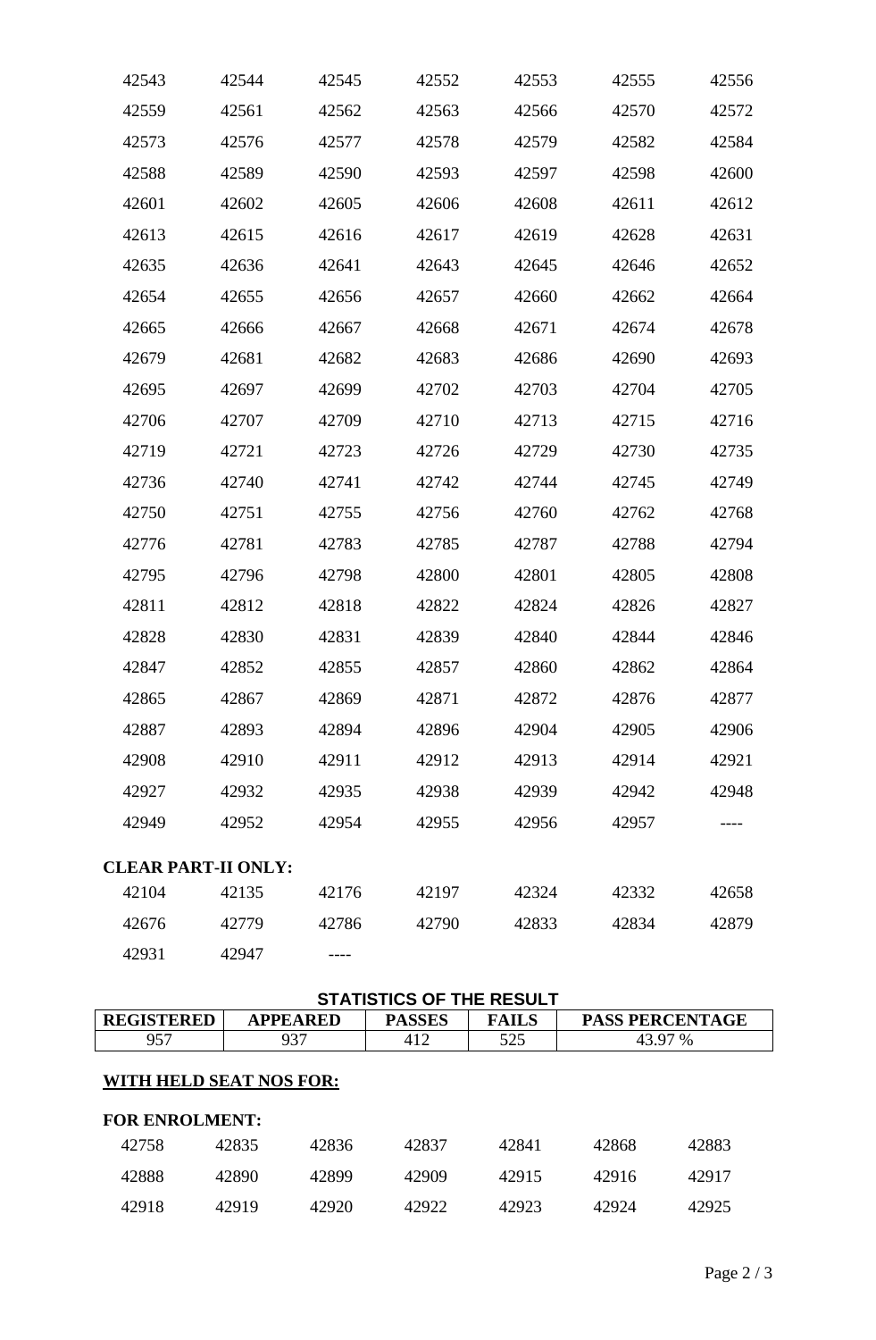| | | | | | | |
|---|---|---|---|---|---|---|
| 42543 | 42544 | 42545 | 42552 | 42553 | 42555 | 42556 |
| 42559 | 42561 | 42562 | 42563 | 42566 | 42570 | 42572 |
| 42573 | 42576 | 42577 | 42578 | 42579 | 42582 | 42584 |
| 42588 | 42589 | 42590 | 42593 | 42597 | 42598 | 42600 |
| 42601 | 42602 | 42605 | 42606 | 42608 | 42611 | 42612 |
| 42613 | 42615 | 42616 | 42617 | 42619 | 42628 | 42631 |
| 42635 | 42636 | 42641 | 42643 | 42645 | 42646 | 42652 |
| 42654 | 42655 | 42656 | 42657 | 42660 | 42662 | 42664 |
| 42665 | 42666 | 42667 | 42668 | 42671 | 42674 | 42678 |
| 42679 | 42681 | 42682 | 42683 | 42686 | 42690 | 42693 |
| 42695 | 42697 | 42699 | 42702 | 42703 | 42704 | 42705 |
| 42706 | 42707 | 42709 | 42710 | 42713 | 42715 | 42716 |
| 42719 | 42721 | 42723 | 42726 | 42729 | 42730 | 42735 |
| 42736 | 42740 | 42741 | 42742 | 42744 | 42745 | 42749 |
| 42750 | 42751 | 42755 | 42756 | 42760 | 42762 | 42768 |
| 42776 | 42781 | 42783 | 42785 | 42787 | 42788 | 42794 |
| 42795 | 42796 | 42798 | 42800 | 42801 | 42805 | 42808 |
| 42811 | 42812 | 42818 | 42822 | 42824 | 42826 | 42827 |
| 42828 | 42830 | 42831 | 42839 | 42840 | 42844 | 42846 |
| 42847 | 42852 | 42855 | 42857 | 42860 | 42862 | 42864 |
| 42865 | 42867 | 42869 | 42871 | 42872 | 42876 | 42877 |
| 42887 | 42893 | 42894 | 42896 | 42904 | 42905 | 42906 |
| 42908 | 42910 | 42911 | 42912 | 42913 | 42914 | 42921 |
| 42927 | 42932 | 42935 | 42938 | 42939 | 42942 | 42948 |
| 42949 | 42952 | 42954 | 42955 | 42956 | 42957 | ---- |

**CLEAR PART-II ONLY:**

| | | | | | | |
|---|---|---|---|---|---|---|
| 42104 | 42135 | 42176 | 42197 | 42324 | 42332 | 42658 |
| 42676 | 42779 | 42786 | 42790 | 42833 | 42834 | 42879 |
| 42931 | 42947 | ---- | | | | |

**STATISTICS OF THE RESULT**

| REGISTERED | APPEARED | PASSES | FAILS | PASS PERCENTAGE |
|---|---|---|---|---|
| 957 | 937 | 412 | 525 | 43.97 % |

**WITH HELD SEAT NOS FOR:**

**FOR ENROLMENT:**

| | | | | | | |
|---|---|---|---|---|---|---|
| 42758 | 42835 | 42836 | 42837 | 42841 | 42868 | 42883 |
| 42888 | 42890 | 42899 | 42909 | 42915 | 42916 | 42917 |
| 42918 | 42919 | 42920 | 42922 | 42923 | 42924 | 42925 |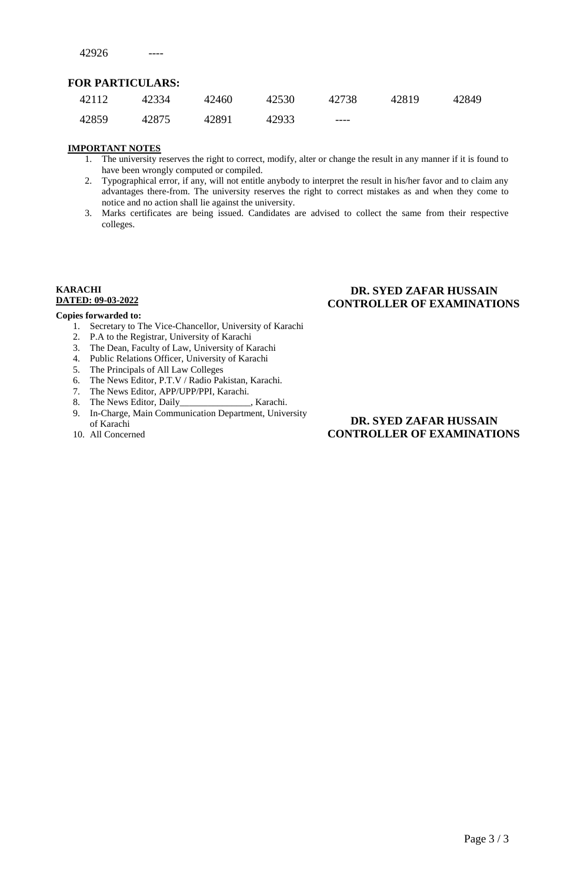| | |
|---|---|
| 42926 | ---- |

**FOR PARTICULARS:**

| | | | | | | |
|---|---|---|---|---|---|---|
| 42112 | 42334 | 42460 | 42530 | 42738 | 42819 | 42849 |
| 42859 | 42875 | 42891 | 42933 | ---- | | |

**IMPORTANT NOTES**

1. The university reserves the right to correct, modify, alter or change the result in any manner if it is found to have been wrongly computed or compiled.
2. Typographical error, if any, will not entitle anybody to interpret the result in his/her favor and to claim any advantages there-from. The university reserves the right to correct mistakes as and when they come to notice and no action shall lie against the university.
3. Marks certificates are being issued. Candidates are advised to collect the same from their respective colleges.

**KARACHI**
**DATED: 09-03-2022**

**DR. SYED ZAFAR HUSSAIN**
**CONTROLLER OF EXAMINATIONS**

**Copies forwarded to:**

1. Secretary to The Vice-Chancellor, University of Karachi
2. P.A to the Registrar, University of Karachi
3. The Dean, Faculty of Law, University of Karachi
4. Public Relations Officer, University of Karachi
5. The Principals of All Law Colleges
6. The News Editor, P.T.V / Radio Pakistan, Karachi.
7. The News Editor, APP/UPP/PPI, Karachi.
8. The News Editor, Daily_______________, Karachi.
9. In-Charge, Main Communication Department, University of Karachi
10. All Concerned

**DR. SYED ZAFAR HUSSAIN**
**CONTROLLER OF EXAMINATIONS**